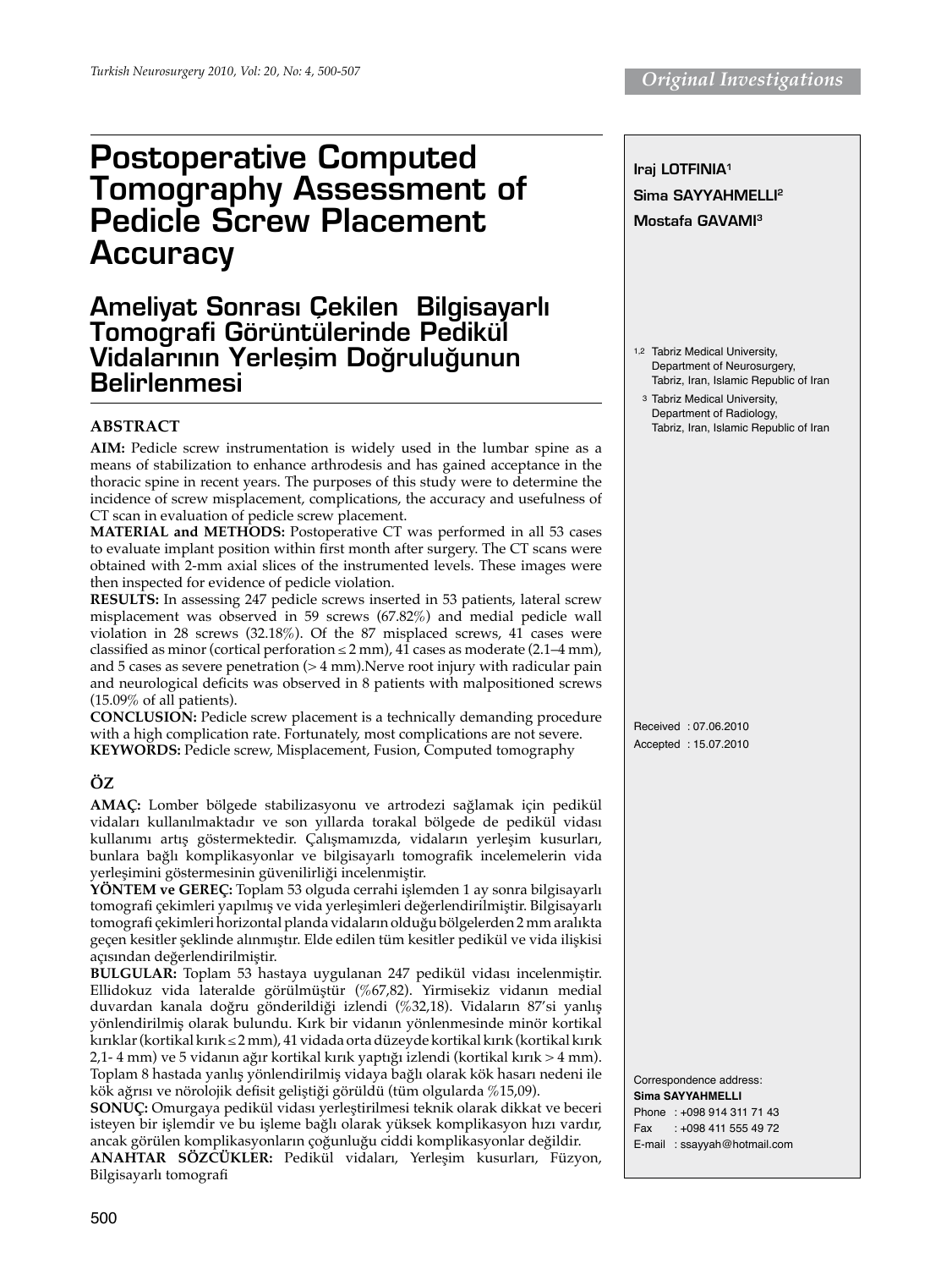*Original Investigations*

# Postoperative Computed Tomography Assessment of Pedicle Screw Placement Accuracy

# Ameliyat Sonrası Çekilen Bilgisayarlı Tomografi Görüntülerinde Pedikül Vidalarının Yerleşim Doğruluğunun Belirlenmesi

**Iraj LOTFINIA**[1]
**Sima SAYYAHMELLI**[2]
**Mostafa GAVAMI**[3]

[1,2] Tabriz Medical University, Department of Neurosurgery, Tabriz, Iran, Islamic Republic of Iran

[3] Tabriz Medical University, Department of Radiology, Tabriz, Iran, Islamic Republic of Iran

## ABSTRACT

**AIM:** Pedicle screw instrumentation is widely used in the lumbar spine as a means of stabilization to enhance arthrodesis and has gained acceptance in the thoracic spine in recent years. The purposes of this study were to determine the incidence of screw misplacement, complications, the accuracy and usefulness of CT scan in evaluation of pedicle screw placement.

**MATERIAL and METHODS:** Postoperative CT was performed in all 53 cases to evaluate implant position within first month after surgery. The CT scans were obtained with 2-mm axial slices of the instrumented levels. These images were then inspected for evidence of pedicle violation.

**RESULTS:** In assessing 247 pedicle screws inserted in 53 patients, lateral screw misplacement was observed in 59 screws (67.82%) and medial pedicle wall violation in 28 screws (32.18%). Of the 87 misplaced screws, 41 cases were classified as minor (cortical perforation ≤ 2 mm), 41 cases as moderate (2.1–4 mm), and 5 cases as severe penetration (> 4 mm).Nerve root injury with radicular pain and neurological deficits was observed in 8 patients with malpositioned screws (15.09% of all patients).

**CONCLUSION:** Pedicle screw placement is a technically demanding procedure with a high complication rate. Fortunately, most complications are not severe.

**KEYWORDS:** Pedicle screw, Misplacement, Fusion, Computed tomography

## ÖZ

**AMAÇ:** Lomber bölgede stabilizasyonu ve artrodezi sağlamak için pedikül vidaları kullanılmaktadır ve son yıllarda torakal bölgede de pedikül vidası kullanımı artış göstermektedir. Çalışmamızda, vidaların yerleşim kusurları, bunlara bağlı komplikasyonlar ve bilgisayarlı tomografik incelemelerin vida yerleşimini göstermesinin güvenilirliği incelenmiştir.

**YÖNTEM ve GEREÇ:** Toplam 53 olguda cerrahi işlemden 1 ay sonra bilgisayarlı tomografi çekimleri yapılmış ve vida yerleşimleri değerlendirilmiştir. Bilgisayarlı tomografi çekimleri horizontal planda vidaların olduğu bölgelerden 2 mm aralıkta geçen kesitler şeklinde alınmıştır. Elde edilen tüm kesitler pedikül ve vida ilişkisi açısından değerlendirilmiştir.

**BULGULAR:** Toplam 53 hastaya uygulanan 247 pedikül vidası incelenmiştir. Ellidokuz vida lateralde görülmüştür (%67,82). Yirmisekiz vidanın medial duvardan kanala doğru gönderildiği izlendi (%32,18). Vidaların 87'si yanlış yönlendirilmiş olarak bulundu. Kırk bir vidanın yönlenmesinde minör kortikal kırıklar (kortikal kırık ≤ 2 mm), 41 vidada orta düzeyde kortikal kırık (kortikal kırık 2,1- 4 mm) ve 5 vidanın ağır kortikal kırık yaptığı izlendi (kortikal kırık > 4 mm). Toplam 8 hastada yanlış yönlendirilmiş vidaya bağlı olarak kök hasarı nedeni ile kök ağrısı ve nörolojik defisit geliştiği görüldü (tüm olgularda %15,09).

**SONUÇ:** Omurgaya pedikül vidası yerleştirilmesi teknik olarak dikkat ve beceri isteyen bir işlemdir ve bu işleme bağlı olarak yüksek komplikasyon hızı vardır, ancak görülen komplikasyonların çoğunluğu ciddi komplikasyonlar değildir.

**ANAHTAR SÖZCÜKLER:** Pedikül vidaları, Yerleşim kusurları, Füzyon, Bilgisayarlı tomografi

Received : 07.06.2010
Accepted : 15.07.2010

Correspondence address:
**Sima SAYYAHMELLI**
Phone : +098 914 311 71 43
Fax : +098 411 555 49 72
E-mail : ssayyah@hotmail.com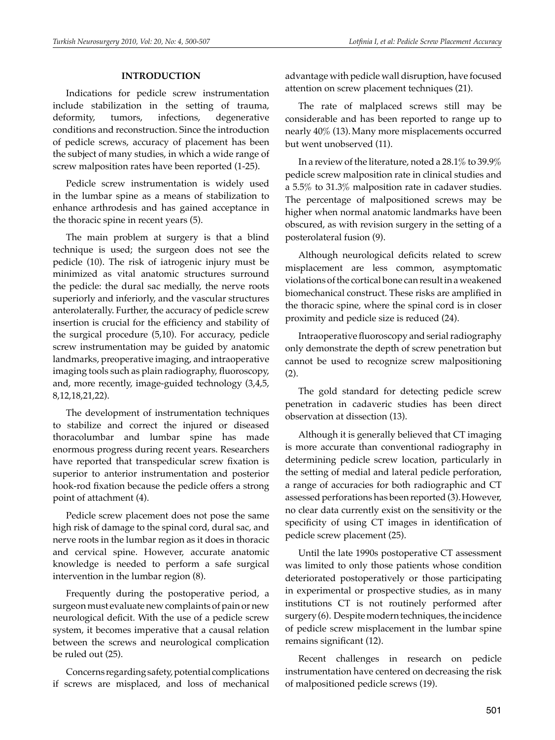## INTRODUCTION

Indications for pedicle screw instrumentation include stabilization in the setting of trauma, deformity, tumors, infections, degenerative conditions and reconstruction. Since the introduction of pedicle screws, accuracy of placement has been the subject of many studies, in which a wide range of screw malposition rates have been reported (1-25).

Pedicle screw instrumentation is widely used in the lumbar spine as a means of stabilization to enhance arthrodesis and has gained acceptance in the thoracic spine in recent years (5).

The main problem at surgery is that a blind technique is used; the surgeon does not see the pedicle (10). The risk of iatrogenic injury must be minimized as vital anatomic structures surround the pedicle: the dural sac medially, the nerve roots superiorly and inferiorly, and the vascular structures anterolaterally. Further, the accuracy of pedicle screw insertion is crucial for the efficiency and stability of the surgical procedure (5,10). For accuracy, pedicle screw instrumentation may be guided by anatomic landmarks, preoperative imaging, and intraoperative imaging tools such as plain radiography, fluoroscopy, and, more recently, image-guided technology (3,4,5, 8,12,18,21,22).

The development of instrumentation techniques to stabilize and correct the injured or diseased thoracolumbar and lumbar spine has made enormous progress during recent years. Researchers have reported that transpedicular screw fixation is superior to anterior instrumentation and posterior hook-rod fixation because the pedicle offers a strong point of attachment (4).

Pedicle screw placement does not pose the same high risk of damage to the spinal cord, dural sac, and nerve roots in the lumbar region as it does in thoracic and cervical spine. However, accurate anatomic knowledge is needed to perform a safe surgical intervention in the lumbar region (8).

Frequently during the postoperative period, a surgeon must evaluate new complaints of pain or new neurological deficit. With the use of a pedicle screw system, it becomes imperative that a causal relation between the screws and neurological complication be ruled out (25).

Concerns regarding safety, potential complications if screws are misplaced, and loss of mechanical advantage with pedicle wall disruption, have focused attention on screw placement techniques (21).

The rate of malplaced screws still may be considerable and has been reported to range up to nearly 40% (13). Many more misplacements occurred but went unobserved (11).

In a review of the literature, noted a 28.1% to 39.9% pedicle screw malposition rate in clinical studies and a 5.5% to 31.3% malposition rate in cadaver studies. The percentage of malpositioned screws may be higher when normal anatomic landmarks have been obscured, as with revision surgery in the setting of a posterolateral fusion (9).

Although neurological deficits related to screw misplacement are less common, asymptomatic violations of the cortical bone can result in a weakened biomechanical construct. These risks are amplified in the thoracic spine, where the spinal cord is in closer proximity and pedicle size is reduced (24).

Intraoperative fluoroscopy and serial radiography only demonstrate the depth of screw penetration but cannot be used to recognize screw malpositioning (2).

The gold standard for detecting pedicle screw penetration in cadaveric studies has been direct observation at dissection (13).

Although it is generally believed that CT imaging is more accurate than conventional radiography in determining pedicle screw location, particularly in the setting of medial and lateral pedicle perforation, a range of accuracies for both radiographic and CT assessed perforations has been reported (3). However, no clear data currently exist on the sensitivity or the specificity of using CT images in identification of pedicle screw placement (25).

Until the late 1990s postoperative CT assessment was limited to only those patients whose condition deteriorated postoperatively or those participating in experimental or prospective studies, as in many institutions CT is not routinely performed after surgery (6). Despite modern techniques, the incidence of pedicle screw misplacement in the lumbar spine remains significant (12).

Recent challenges in research on pedicle instrumentation have centered on decreasing the risk of malpositioned pedicle screws (19).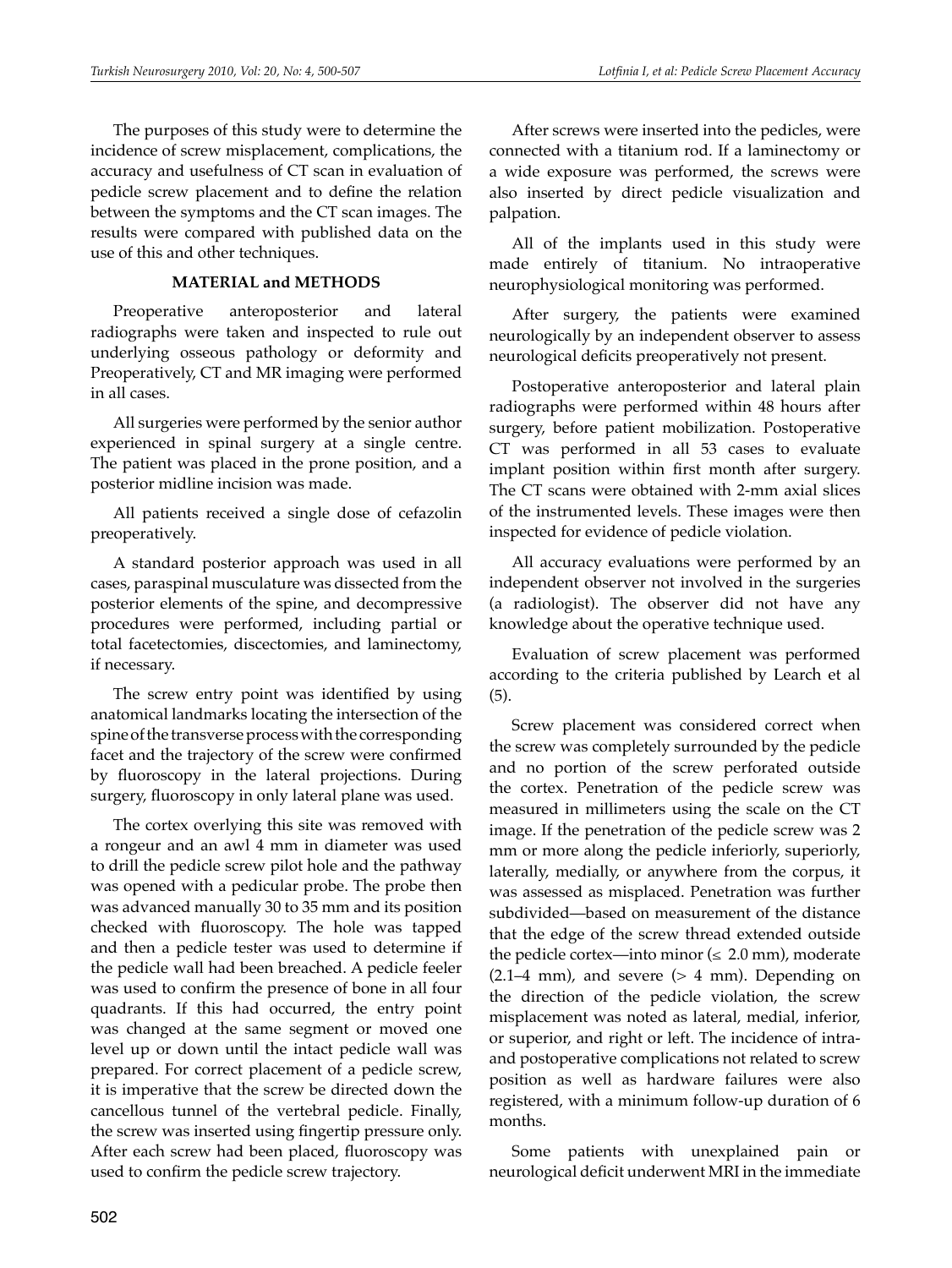The purposes of this study were to determine the incidence of screw misplacement, complications, the accuracy and usefulness of CT scan in evaluation of pedicle screw placement and to define the relation between the symptoms and the CT scan images. The results were compared with published data on the use of this and other techniques.

## MATERIAL and METHODS

Preoperative anteroposterior and lateral radiographs were taken and inspected to rule out underlying osseous pathology or deformity and Preoperatively, CT and MR imaging were performed in all cases.

All surgeries were performed by the senior author experienced in spinal surgery at a single centre. The patient was placed in the prone position, and a posterior midline incision was made.

All patients received a single dose of cefazolin preoperatively.

A standard posterior approach was used in all cases, paraspinal musculature was dissected from the posterior elements of the spine, and decompressive procedures were performed, including partial or total facetectomies, discectomies, and laminectomy, if necessary.

The screw entry point was identified by using anatomical landmarks locating the intersection of the spine of the transverse process with the corresponding facet and the trajectory of the screw were confirmed by fluoroscopy in the lateral projections. During surgery, fluoroscopy in only lateral plane was used.

The cortex overlying this site was removed with a rongeur and an awl 4 mm in diameter was used to drill the pedicle screw pilot hole and the pathway was opened with a pedicular probe. The probe then was advanced manually 30 to 35 mm and its position checked with fluoroscopy. The hole was tapped and then a pedicle tester was used to determine if the pedicle wall had been breached. A pedicle feeler was used to confirm the presence of bone in all four quadrants. If this had occurred, the entry point was changed at the same segment or moved one level up or down until the intact pedicle wall was prepared. For correct placement of a pedicle screw, it is imperative that the screw be directed down the cancellous tunnel of the vertebral pedicle. Finally, the screw was inserted using fingertip pressure only. After each screw had been placed, fluoroscopy was used to confirm the pedicle screw trajectory.

After screws were inserted into the pedicles, were connected with a titanium rod. If a laminectomy or a wide exposure was performed, the screws were also inserted by direct pedicle visualization and palpation.

All of the implants used in this study were made entirely of titanium. No intraoperative neurophysiological monitoring was performed.

After surgery, the patients were examined neurologically by an independent observer to assess neurological deficits preoperatively not present.

Postoperative anteroposterior and lateral plain radiographs were performed within 48 hours after surgery, before patient mobilization. Postoperative CT was performed in all 53 cases to evaluate implant position within first month after surgery. The CT scans were obtained with 2-mm axial slices of the instrumented levels. These images were then inspected for evidence of pedicle violation.

All accuracy evaluations were performed by an independent observer not involved in the surgeries (a radiologist). The observer did not have any knowledge about the operative technique used.

Evaluation of screw placement was performed according to the criteria published by Learch et al (5).

Screw placement was considered correct when the screw was completely surrounded by the pedicle and no portion of the screw perforated outside the cortex. Penetration of the pedicle screw was measured in millimeters using the scale on the CT image. If the penetration of the pedicle screw was 2 mm or more along the pedicle inferiorly, superiorly, laterally, medially, or anywhere from the corpus, it was assessed as misplaced. Penetration was further subdivided—based on measurement of the distance that the edge of the screw thread extended outside the pedicle cortex—into minor ($\leq$ 2.0 mm), moderate (2.1–4 mm), and severe (> 4 mm). Depending on the direction of the pedicle violation, the screw misplacement was noted as lateral, medial, inferior, or superior, and right or left. The incidence of intra- and postoperative complications not related to screw position as well as hardware failures were also registered, with a minimum follow-up duration of 6 months.

Some patients with unexplained pain or neurological deficit underwent MRI in the immediate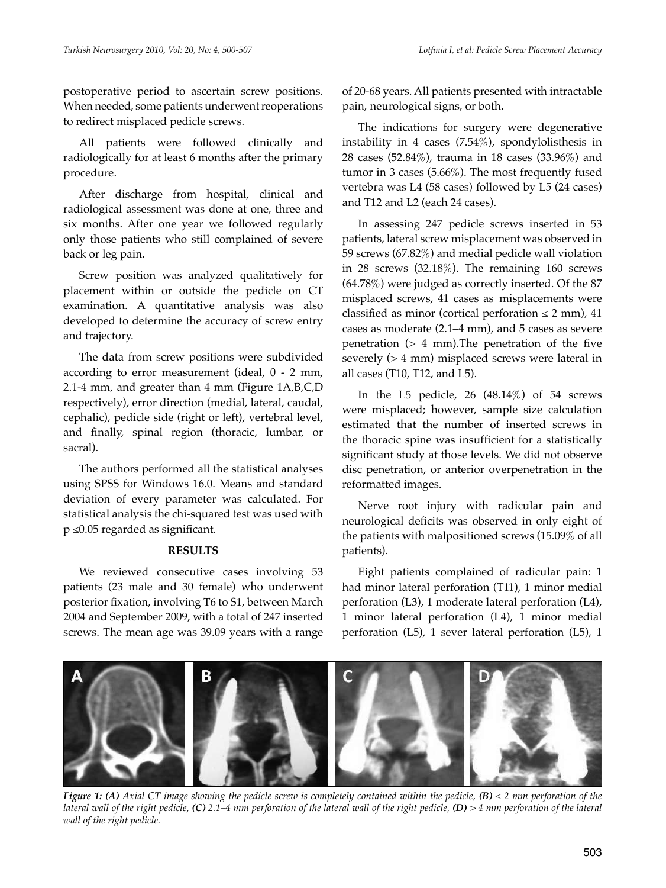postoperative period to ascertain screw positions. When needed, some patients underwent reoperations to redirect misplaced pedicle screws.

All patients were followed clinically and radiologically for at least 6 months after the primary procedure.

After discharge from hospital, clinical and radiological assessment was done at one, three and six months. After one year we followed regularly only those patients who still complained of severe back or leg pain.

Screw position was analyzed qualitatively for placement within or outside the pedicle on CT examination. A quantitative analysis was also developed to determine the accuracy of screw entry and trajectory.

The data from screw positions were subdivided according to error measurement (ideal, 0 - 2 mm, 2.1-4 mm, and greater than 4 mm (Figure 1A,B,C,D respectively), error direction (medial, lateral, caudal, cephalic), pedicle side (right or left), vertebral level, and finally, spinal region (thoracic, lumbar, or sacral).

The authors performed all the statistical analyses using SPSS for Windows 16.0. Means and standard deviation of every parameter was calculated. For statistical analysis the chi-squared test was used with $p \leq 0.05$ regarded as significant.

## RESULTS

We reviewed consecutive cases involving 53 patients (23 male and 30 female) who underwent posterior fixation, involving T6 to S1, between March 2004 and September 2009, with a total of 247 inserted screws. The mean age was 39.09 years with a range of 20-68 years. All patients presented with intractable pain, neurological signs, or both.

The indications for surgery were degenerative instability in 4 cases (7.54%), spondylolisthesis in 28 cases (52.84%), trauma in 18 cases (33.96%) and tumor in 3 cases (5.66%). The most frequently fused vertebra was L4 (58 cases) followed by L5 (24 cases) and T12 and L2 (each 24 cases).

In assessing 247 pedicle screws inserted in 53 patients, lateral screw misplacement was observed in 59 screws (67.82%) and medial pedicle wall violation in 28 screws (32.18%). The remaining 160 screws (64.78%) were judged as correctly inserted. Of the 87 misplaced screws, 41 cases as misplacements were classified as minor (cortical perforation ≤ 2 mm), 41 cases as moderate (2.1–4 mm), and 5 cases as severe penetration (> 4 mm).The penetration of the five severely (> 4 mm) misplaced screws were lateral in all cases (T10, T12, and L5).

In the L5 pedicle, 26 (48.14%) of 54 screws were misplaced; however, sample size calculation estimated that the number of inserted screws in the thoracic spine was insufficient for a statistically significant study at those levels. We did not observe disc penetration, or anterior overpenetration in the reformatted images.

Nerve root injury with radicular pain and neurological deficits was observed in only eight of the patients with malpositioned screws (15.09% of all patients).

Eight patients complained of radicular pain: 1 had minor lateral perforation (T11), 1 minor medial perforation (L3), 1 moderate lateral perforation (L4), 1 minor lateral perforation (L4), 1 minor medial perforation (L5), 1 sever lateral perforation (L5), 1

***Figure 1:*** *(A) Axial CT image showing the pedicle screw is completely contained within the pedicle, (B) ≤ 2 mm perforation of the lateral wall of the right pedicle, (C) 2.1–4 mm perforation of the lateral wall of the right pedicle, (D) > 4 mm perforation of the lateral wall of the right pedicle.*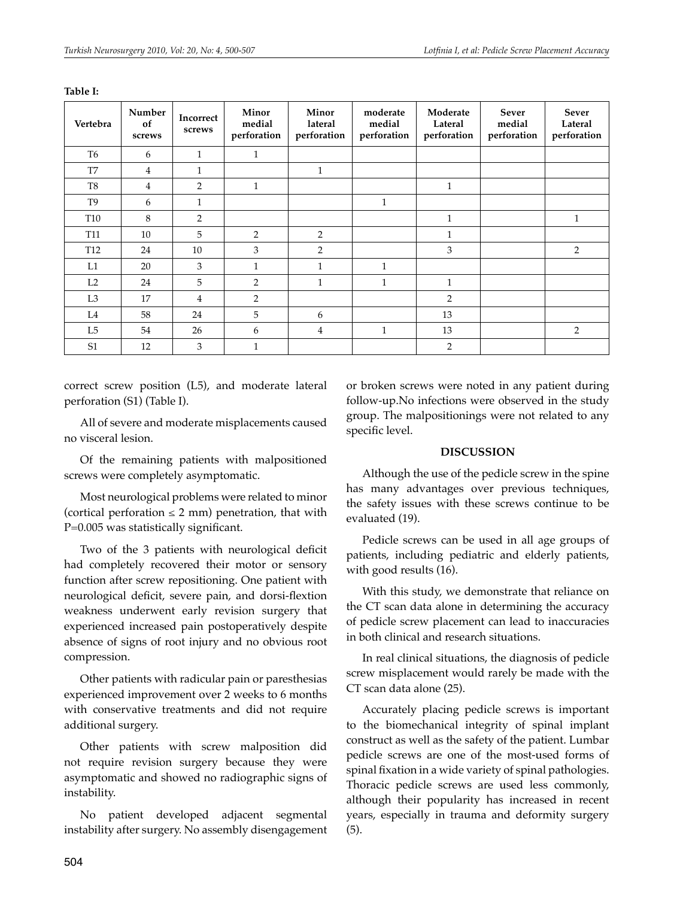**Table I:**

| Vertebra | Number of screws | Incorrect screws | Minor medial perforation | Minor lateral perforation | moderate medial perforation | Moderate Lateral perforation | Sever medial perforation | Sever Lateral perforation |
|---|---|---|---|---|---|---|---|---|
| T6 | 6 | 1 | 1 | | | | | |
| T7 | 4 | 1 | | 1 | | | | |
| T8 | 4 | 2 | 1 | | | 1 | | |
| T9 | 6 | 1 | | | 1 | | | |
| T10 | 8 | 2 | | | | 1 | | 1 |
| T11 | 10 | 5 | 2 | 2 | | 1 | | |
| T12 | 24 | 10 | 3 | 2 | | 3 | | 2 |
| L1 | 20 | 3 | 1 | 1 | 1 | | | |
| L2 | 24 | 5 | 2 | 1 | 1 | 1 | | |
| L3 | 17 | 4 | 2 | | | 2 | | |
| L4 | 58 | 24 | 5 | 6 | | 13 | | |
| L5 | 54 | 26 | 6 | 4 | 1 | 13 | | 2 |
| S1 | 12 | 3 | 1 | | | 2 | | |

correct screw position (L5), and moderate lateral perforation (S1) (Table I).

All of severe and moderate misplacements caused no visceral lesion.

Of the remaining patients with malpositioned screws were completely asymptomatic.

Most neurological problems were related to minor (cortical perforation ≤ 2 mm) penetration, that with P=0.005 was statistically significant.

Two of the 3 patients with neurological deficit had completely recovered their motor or sensory function after screw repositioning. One patient with neurological deficit, severe pain, and dorsi-flextion weakness underwent early revision surgery that experienced increased pain postoperatively despite absence of signs of root injury and no obvious root compression.

Other patients with radicular pain or paresthesias experienced improvement over 2 weeks to 6 months with conservative treatments and did not require additional surgery.

Other patients with screw malposition did not require revision surgery because they were asymptomatic and showed no radiographic signs of instability.

No patient developed adjacent segmental instability after surgery. No assembly disengagement or broken screws were noted in any patient during follow-up.No infections were observed in the study group. The malpositionings were not related to any specific level.

## DISCUSSION

Although the use of the pedicle screw in the spine has many advantages over previous techniques, the safety issues with these screws continue to be evaluated (19).

Pedicle screws can be used in all age groups of patients, including pediatric and elderly patients, with good results (16).

With this study, we demonstrate that reliance on the CT scan data alone in determining the accuracy of pedicle screw placement can lead to inaccuracies in both clinical and research situations.

In real clinical situations, the diagnosis of pedicle screw misplacement would rarely be made with the CT scan data alone (25).

Accurately placing pedicle screws is important to the biomechanical integrity of spinal implant construct as well as the safety of the patient. Lumbar pedicle screws are one of the most-used forms of spinal fixation in a wide variety of spinal pathologies. Thoracic pedicle screws are used less commonly, although their popularity has increased in recent years, especially in trauma and deformity surgery (5).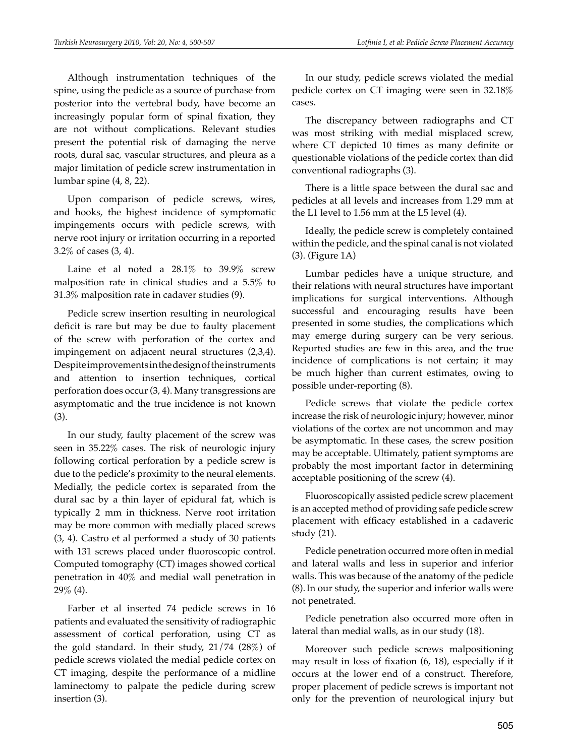Although instrumentation techniques of the spine, using the pedicle as a source of purchase from posterior into the vertebral body, have become an increasingly popular form of spinal fixation, they are not without complications. Relevant studies present the potential risk of damaging the nerve roots, dural sac, vascular structures, and pleura as a major limitation of pedicle screw instrumentation in lumbar spine (4, 8, 22).

Upon comparison of pedicle screws, wires, and hooks, the highest incidence of symptomatic impingements occurs with pedicle screws, with nerve root injury or irritation occurring in a reported 3.2% of cases (3, 4).

Laine et al noted a 28.1% to 39.9% screw malposition rate in clinical studies and a 5.5% to 31.3% malposition rate in cadaver studies (9).

Pedicle screw insertion resulting in neurological deficit is rare but may be due to faulty placement of the screw with perforation of the cortex and impingement on adjacent neural structures (2,3,4). Despite improvements in the design of the instruments and attention to insertion techniques, cortical perforation does occur (3, 4). Many transgressions are asymptomatic and the true incidence is not known (3).

In our study, faulty placement of the screw was seen in 35.22% cases. The risk of neurologic injury following cortical perforation by a pedicle screw is due to the pedicle's proximity to the neural elements. Medially, the pedicle cortex is separated from the dural sac by a thin layer of epidural fat, which is typically 2 mm in thickness. Nerve root irritation may be more common with medially placed screws (3, 4). Castro et al performed a study of 30 patients with 131 screws placed under fluoroscopic control. Computed tomography (CT) images showed cortical penetration in 40% and medial wall penetration in 29% (4).

Farber et al inserted 74 pedicle screws in 16 patients and evaluated the sensitivity of radiographic assessment of cortical perforation, using CT as the gold standard. In their study, 21/74 (28%) of pedicle screws violated the medial pedicle cortex on CT imaging, despite the performance of a midline laminectomy to palpate the pedicle during screw insertion (3).

In our study, pedicle screws violated the medial pedicle cortex on CT imaging were seen in 32.18% cases.

The discrepancy between radiographs and CT was most striking with medial misplaced screw, where CT depicted 10 times as many definite or questionable violations of the pedicle cortex than did conventional radiographs (3).

There is a little space between the dural sac and pedicles at all levels and increases from 1.29 mm at the L1 level to 1.56 mm at the L5 level (4).

Ideally, the pedicle screw is completely contained within the pedicle, and the spinal canal is not violated (3). (Figure 1A)

Lumbar pedicles have a unique structure, and their relations with neural structures have important implications for surgical interventions. Although successful and encouraging results have been presented in some studies, the complications which may emerge during surgery can be very serious. Reported studies are few in this area, and the true incidence of complications is not certain; it may be much higher than current estimates, owing to possible under-reporting (8).

Pedicle screws that violate the pedicle cortex increase the risk of neurologic injury; however, minor violations of the cortex are not uncommon and may be asymptomatic. In these cases, the screw position may be acceptable. Ultimately, patient symptoms are probably the most important factor in determining acceptable positioning of the screw (4).

Fluoroscopically assisted pedicle screw placement is an accepted method of providing safe pedicle screw placement with efficacy established in a cadaveric study (21).

Pedicle penetration occurred more often in medial and lateral walls and less in superior and inferior walls. This was because of the anatomy of the pedicle (8). In our study, the superior and inferior walls were not penetrated.

Pedicle penetration also occurred more often in lateral than medial walls, as in our study (18).

Moreover such pedicle screws malpositioning may result in loss of fixation (6, 18), especially if it occurs at the lower end of a construct. Therefore, proper placement of pedicle screws is important not only for the prevention of neurological injury but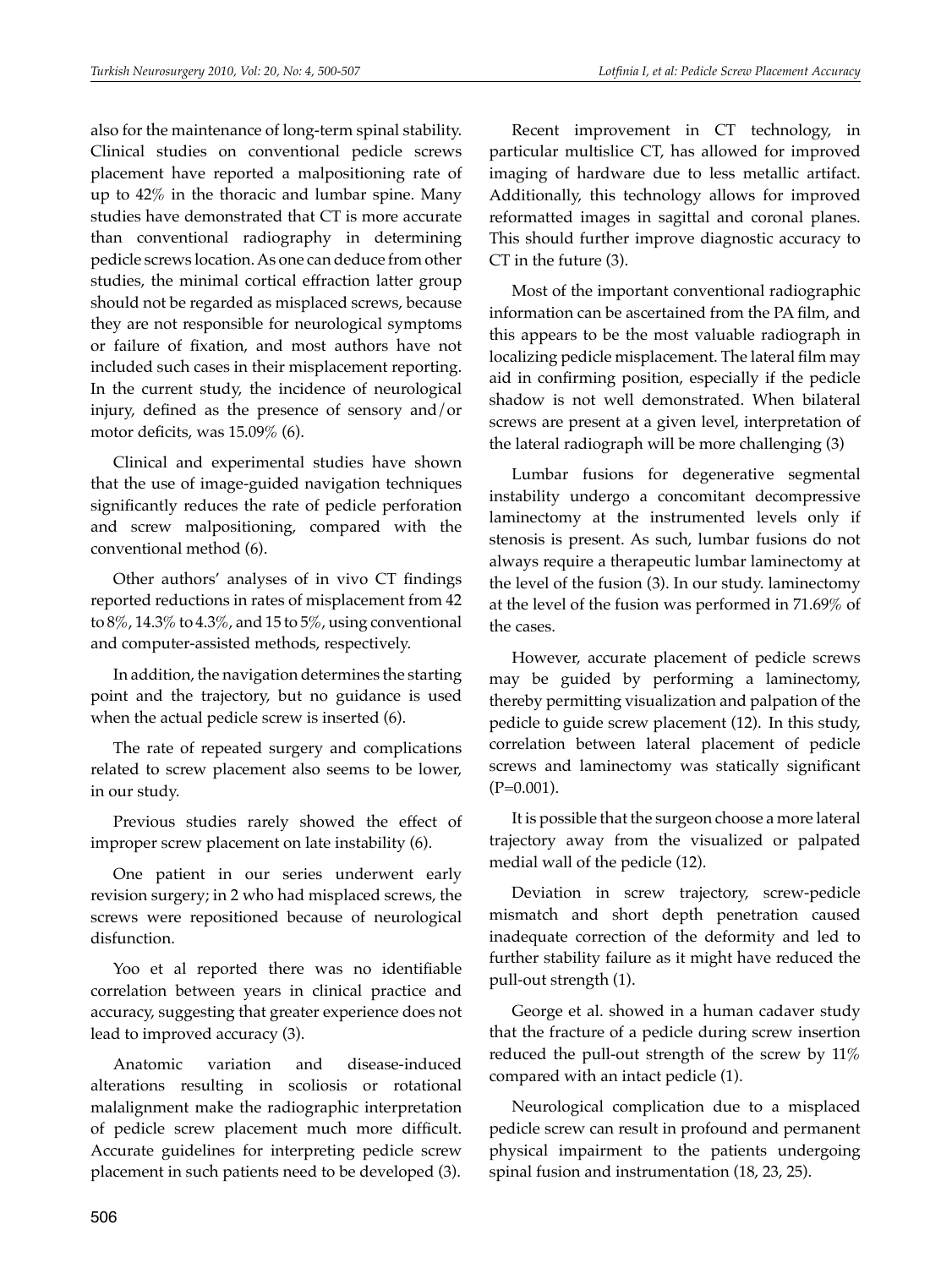also for the maintenance of long-term spinal stability. Clinical studies on conventional pedicle screws placement have reported a malpositioning rate of up to 42% in the thoracic and lumbar spine. Many studies have demonstrated that CT is more accurate than conventional radiography in determining pedicle screws location. As one can deduce from other studies, the minimal cortical effraction latter group should not be regarded as misplaced screws, because they are not responsible for neurological symptoms or failure of fixation, and most authors have not included such cases in their misplacement reporting. In the current study, the incidence of neurological injury, defined as the presence of sensory and/or motor deficits, was 15.09% (6).

Clinical and experimental studies have shown that the use of image-guided navigation techniques significantly reduces the rate of pedicle perforation and screw malpositioning, compared with the conventional method (6).

Other authors' analyses of in vivo CT findings reported reductions in rates of misplacement from 42 to 8%, 14.3% to 4.3%, and 15 to 5%, using conventional and computer-assisted methods, respectively.

In addition, the navigation determines the starting point and the trajectory, but no guidance is used when the actual pedicle screw is inserted (6).

The rate of repeated surgery and complications related to screw placement also seems to be lower, in our study.

Previous studies rarely showed the effect of improper screw placement on late instability (6).

One patient in our series underwent early revision surgery; in 2 who had misplaced screws, the screws were repositioned because of neurological disfunction.

Yoo et al reported there was no identifiable correlation between years in clinical practice and accuracy, suggesting that greater experience does not lead to improved accuracy (3).

Anatomic variation and disease-induced alterations resulting in scoliosis or rotational malalignment make the radiographic interpretation of pedicle screw placement much more difficult. Accurate guidelines for interpreting pedicle screw placement in such patients need to be developed (3).

Recent improvement in CT technology, in particular multislice CT, has allowed for improved imaging of hardware due to less metallic artifact. Additionally, this technology allows for improved reformatted images in sagittal and coronal planes. This should further improve diagnostic accuracy to CT in the future (3).

Most of the important conventional radiographic information can be ascertained from the PA film, and this appears to be the most valuable radiograph in localizing pedicle misplacement. The lateral film may aid in confirming position, especially if the pedicle shadow is not well demonstrated. When bilateral screws are present at a given level, interpretation of the lateral radiograph will be more challenging (3)

Lumbar fusions for degenerative segmental instability undergo a concomitant decompressive laminectomy at the instrumented levels only if stenosis is present. As such, lumbar fusions do not always require a therapeutic lumbar laminectomy at the level of the fusion (3). In our study. laminectomy at the level of the fusion was performed in 71.69% of the cases.

However, accurate placement of pedicle screws may be guided by performing a laminectomy, thereby permitting visualization and palpation of the pedicle to guide screw placement (12). In this study, correlation between lateral placement of pedicle screws and laminectomy was statically significant (P=0.001).

It is possible that the surgeon choose a more lateral trajectory away from the visualized or palpated medial wall of the pedicle (12).

Deviation in screw trajectory, screw-pedicle mismatch and short depth penetration caused inadequate correction of the deformity and led to further stability failure as it might have reduced the pull-out strength (1).

George et al. showed in a human cadaver study that the fracture of a pedicle during screw insertion reduced the pull-out strength of the screw by 11% compared with an intact pedicle (1).

Neurological complication due to a misplaced pedicle screw can result in profound and permanent physical impairment to the patients undergoing spinal fusion and instrumentation (18, 23, 25).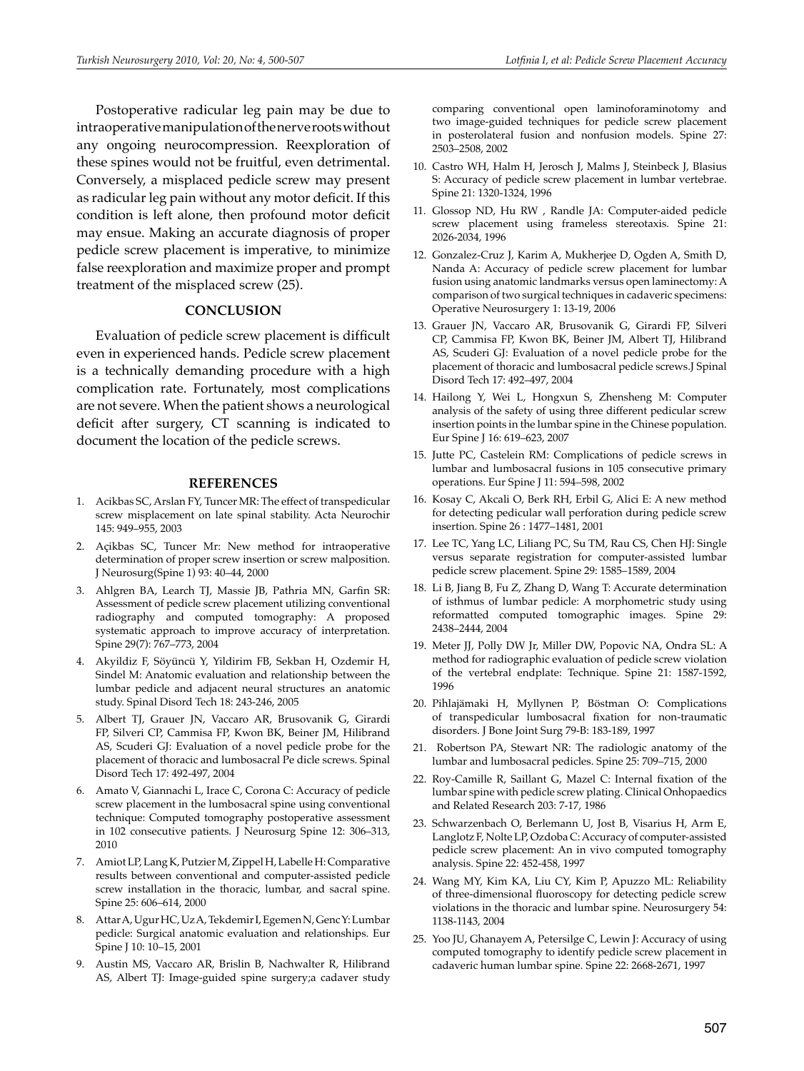Postoperative radicular leg pain may be due to intraoperative manipulation of the nerve roots without any ongoing neurocompression. Reexploration of these spines would not be fruitful, even detrimental. Conversely, a misplaced pedicle screw may present as radicular leg pain without any motor deficit. If this condition is left alone, then profound motor deficit may ensue. Making an accurate diagnosis of proper pedicle screw placement is imperative, to minimize false reexploration and maximize proper and prompt treatment of the misplaced screw (25).

## CONCLUSION

Evaluation of pedicle screw placement is difficult even in experienced hands. Pedicle screw placement is a technically demanding procedure with a high complication rate. Fortunately, most complications are not severe. When the patient shows a neurological deficit after surgery, CT scanning is indicated to document the location of the pedicle screws.

## REFERENCES

1. Acikbas SC, Arslan FY, Tuncer MR: The effect of transpedicular screw misplacement on late spinal stability. Acta Neurochir 145: 949–955, 2003
2. Açikbas SC, Tuncer Mr: New method for intraoperative determination of proper screw insertion or screw malposition. J Neurosurg(Spine 1) 93: 40–44, 2000
3. Ahlgren BA, Learch TJ, Massie JB, Pathria MN, Garfin SR: Assessment of pedicle screw placement utilizing conventional radiography and computed tomography: A proposed systematic approach to improve accuracy of interpretation. Spine 29(7): 767–773, 2004
4. Akyildiz F, Söyüncü Y, Yildirim FB, Sekban H, Ozdemir H, Sindel M: Anatomic evaluation and relationship between the lumbar pedicle and adjacent neural structures an anatomic study. Spinal Disord Tech 18: 243-246, 2005
5. Albert TJ, Grauer JN, Vaccaro AR, Brusovanik G, Girardi FP, Silveri CP, Cammisa FP, Kwon BK, Beiner JM, Hilibrand AS, Scuderi GJ: Evaluation of a novel pedicle probe for the placement of thoracic and lumbosacral Pe dicle screws. Spinal Disord Tech 17: 492-497, 2004
6. Amato V, Giannachi L, Irace C, Corona C: Accuracy of pedicle screw placement in the lumbosacral spine using conventional technique: Computed tomography postoperative assessment in 102 consecutive patients. J Neurosurg Spine 12: 306–313, 2010
7. Amiot LP, Lang K, Putzier M, Zippel H, Labelle H: Comparative results between conventional and computer-assisted pedicle screw installation in the thoracic, lumbar, and sacral spine. Spine 25: 606–614, 2000
8. Attar A, Ugur HC, Uz A, Tekdemir I, Egemen N, Genc Y: Lumbar pedicle: Surgical anatomic evaluation and relationships. Eur Spine J 10: 10–15, 2001
9. Austin MS, Vaccaro AR, Brislin B, Nachwalter R, Hilibrand AS, Albert TJ: Image-guided spine surgery;a cadaver study comparing conventional open laminoforaminotomy and two image-guided techniques for pedicle screw placement in posterolateral fusion and nonfusion models. Spine 27: 2503–2508, 2002
10. Castro WH, Halm H, Jerosch J, Malms J, Steinbeck J, Blasius S: Accuracy of pedicle screw placement in lumbar vertebrae. Spine 21: 1320-1324, 1996
11. Glossop ND, Hu RW , Randle JA: Computer-aided pedicle screw placement using frameless stereotaxis. Spine 21: 2026-2034, 1996
12. Gonzalez-Cruz J, Karim A, Mukherjee D, Ogden A, Smith D, Nanda A: Accuracy of pedicle screw placement for lumbar fusion using anatomic landmarks versus open laminectomy: A comparison of two surgical techniques in cadaveric specimens: Operative Neurosurgery 1: 13-19, 2006
13. Grauer JN, Vaccaro AR, Brusovanik G, Girardi FP, Silveri CP, Cammisa FP, Kwon BK, Beiner JM, Albert TJ, Hilibrand AS, Scuderi GJ: Evaluation of a novel pedicle probe for the placement of thoracic and lumbosacral pedicle screws.J Spinal Disord Tech 17: 492–497, 2004
14. Hailong Y, Wei L, Hongxun S, Zhensheng M: Computer analysis of the safety of using three different pedicular screw insertion points in the lumbar spine in the Chinese population. Eur Spine J 16: 619–623, 2007
15. Jutte PC, Castelein RM: Complications of pedicle screws in lumbar and lumbosacral fusions in 105 consecutive primary operations. Eur Spine J 11: 594–598, 2002
16. Kosay C, Akcali O, Berk RH, Erbil G, Alici E: A new method for detecting pedicular wall perforation during pedicle screw insertion. Spine 26 : 1477–1481, 2001
17. Lee TC, Yang LC, Liliang PC, Su TM, Rau CS, Chen HJ: Single versus separate registration for computer-assisted lumbar pedicle screw placement. Spine 29: 1585–1589, 2004
18. Li B, Jiang B, Fu Z, Zhang D, Wang T: Accurate determination of isthmus of lumbar pedicle: A morphometric study using reformatted computed tomographic images. Spine 29: 2438–2444, 2004
19. Meter JJ, Polly DW Jr, Miller DW, Popovic NA, Ondra SL: A method for radiographic evaluation of pedicle screw violation of the vertebral endplate: Technique. Spine 21: 1587-1592, 1996
20. Pihlajämaki H, Myllynen P, Böstman O: Complications of transpedicular lumbosacral fixation for non-traumatic disorders. J Bone Joint Surg 79-B: 183-189, 1997
21. Robertson PA, Stewart NR: The radiologic anatomy of the lumbar and lumbosacral pedicles. Spine 25: 709–715, 2000
22. Roy-Camille R, Saillant G, Mazel C: Internal fixation of the lumbar spine with pedicle screw plating. Clinical Onhopaedics and Related Research 203: 7-17, 1986
23. Schwarzenbach O, Berlemann U, Jost B, Visarius H, Arm E, Langlotz F, Nolte LP, Ozdoba C: Accuracy of computer-assisted pedicle screw placement: An in vivo computed tomography analysis. Spine 22: 452-458, 1997
24. Wang MY, Kim KA, Liu CY, Kim P, Apuzzo ML: Reliability of three-dimensional fluoroscopy for detecting pedicle screw violations in the thoracic and lumbar spine. Neurosurgery 54: 1138-1143, 2004
25. Yoo JU, Ghanayem A, Petersilge C, Lewin J: Accuracy of using computed tomography to identify pedicle screw placement in cadaveric human lumbar spine. Spine 22: 2668-2671, 1997